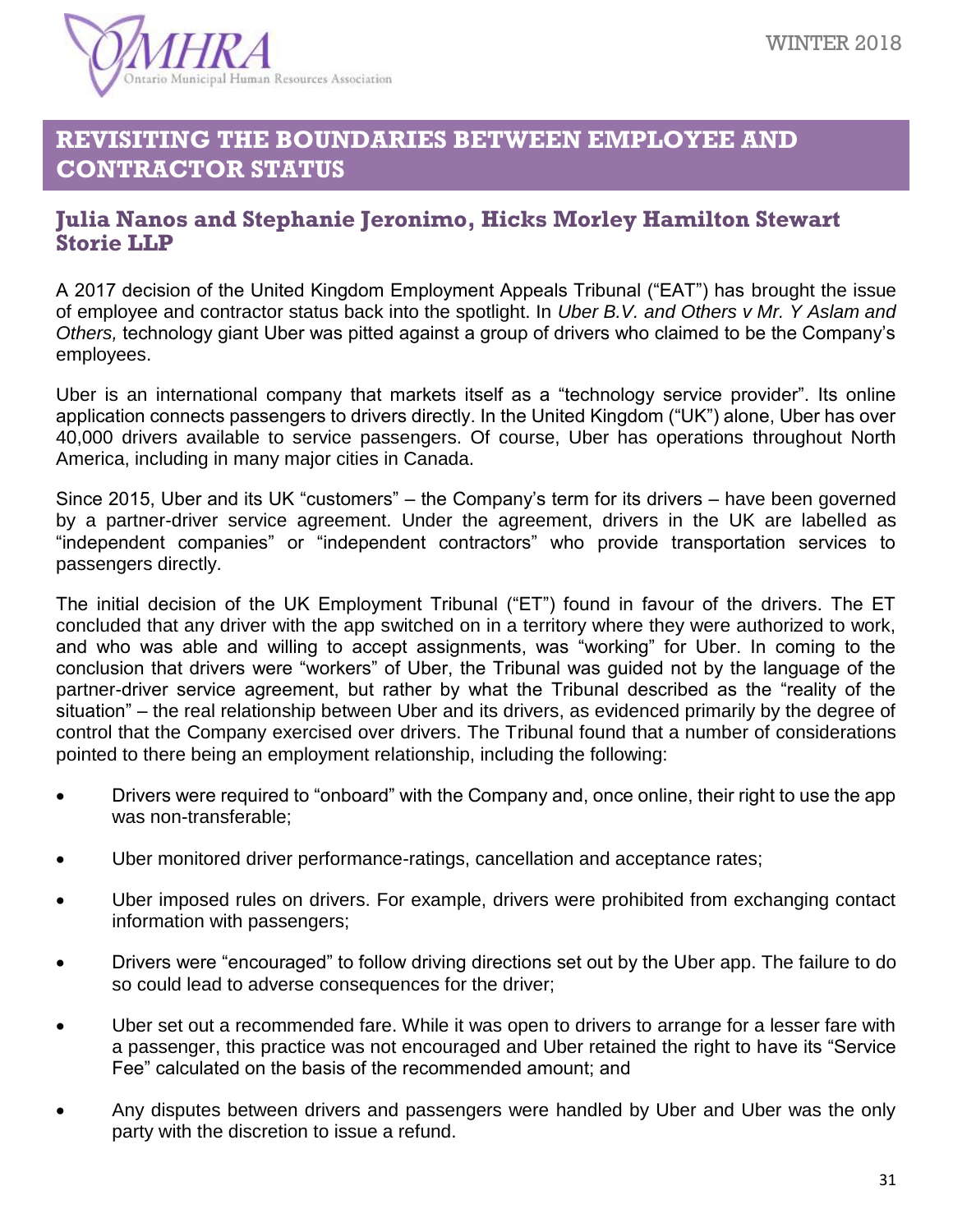# REVISITING THE BOUNDARIES BETWEEN EMPLOYEE AND CONTRACTOR STATUS

## Julia Nanos and Stephanie Jeronimo, Hicks Morley Hamilton Stewart Storie LLP

A 2017 decision of the United Kingdom Employment Appeals Tribunal ("EAT") has brought the issue of employee and contractor status back into the spotlight. In *Uber B.V. and Others v Mr. Y Aslam and Others,* technology giant Uber was pitted against a group of drivers who claimed to be the Company's employees.

Uber is an international company that markets itself as a "technology service provider". Its online application connects passengers to drivers directly. In the United Kingdom ("UK") alone, Uber has over 40,000 drivers available to service passengers. Of course, Uber has operations throughout North America, including in many major cities in Canada.

Since 2015, Uber and its UK "customers" – the Company's term for its drivers – have been governed by a partner-driver service agreement. Under the agreement, drivers in the UK are labelled as "independent companies" or "independent contractors" who provide transportation services to passengers directly.

The initial decision of the UK Employment Tribunal ("ET") found in favour of the drivers. The ET concluded that any driver with the app switched on in a territory where they were authorized to work, and who was able and willing to accept assignments, was "working" for Uber. In coming to the conclusion that drivers were "workers" of Uber, the Tribunal was guided not by the language of the partner-driver service agreement, but rather by what the Tribunal described as the "reality of the situation" – the real relationship between Uber and its drivers, as evidenced primarily by the degree of control that the Company exercised over drivers. The Tribunal found that a number of considerations pointed to there being an employment relationship, including the following:

- Drivers were required to "onboard" with the Company and, once online, their right to use the app was non-transferable;
- Uber monitored driver performance-ratings, cancellation and acceptance rates;
- Uber imposed rules on drivers. For example, drivers were prohibited from exchanging contact information with passengers;
- Drivers were "encouraged" to follow driving directions set out by the Uber app. The failure to do so could lead to adverse consequences for the driver;
- Uber set out a recommended fare. While it was open to drivers to arrange for a lesser fare with a passenger, this practice was not encouraged and Uber retained the right to have its "Service Fee" calculated on the basis of the recommended amount; and
- Any disputes between drivers and passengers were handled by Uber and Uber was the only party with the discretion to issue a refund.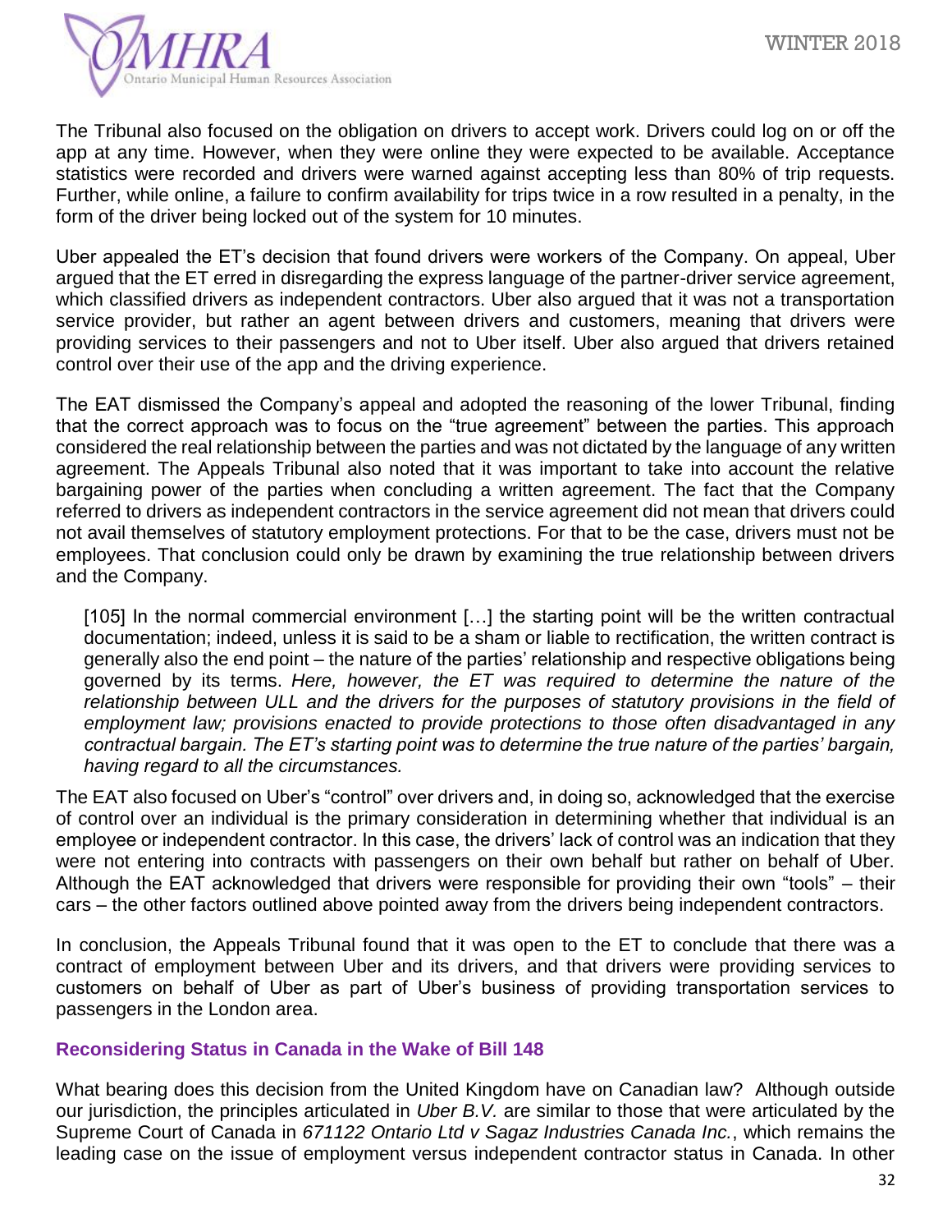The Tribunal also focused on the obligation on drivers to accept work. Drivers could log on or off the app at any time. However, when they were online they were expected to be available. Acceptance statistics were recorded and drivers were warned against accepting less than 80% of trip requests. Further, while online, a failure to confirm availability for trips twice in a row resulted in a penalty, in the form of the driver being locked out of the system for 10 minutes.

Uber appealed the ET's decision that found drivers were workers of the Company. On appeal, Uber argued that the ET erred in disregarding the express language of the partner-driver service agreement, which classified drivers as independent contractors. Uber also argued that it was not a transportation service provider, but rather an agent between drivers and customers, meaning that drivers were providing services to their passengers and not to Uber itself. Uber also argued that drivers retained control over their use of the app and the driving experience.

The EAT dismissed the Company's appeal and adopted the reasoning of the lower Tribunal, finding that the correct approach was to focus on the "true agreement" between the parties. This approach considered the real relationship between the parties and was not dictated by the language of any written agreement. The Appeals Tribunal also noted that it was important to take into account the relative bargaining power of the parties when concluding a written agreement. The fact that the Company referred to drivers as independent contractors in the service agreement did not mean that drivers could not avail themselves of statutory employment protections. For that to be the case, drivers must not be employees. That conclusion could only be drawn by examining the true relationship between drivers and the Company.

> [105] In the normal commercial environment […] the starting point will be the written contractual documentation; indeed, unless it is said to be a sham or liable to rectification, the written contract is generally also the end point – the nature of the parties' relationship and respective obligations being governed by its terms. *Here, however, the ET was required to determine the nature of the relationship between ULL and the drivers for the purposes of statutory provisions in the field of employment law; provisions enacted to provide protections to those often disadvantaged in any contractual bargain. The ET's starting point was to determine the true nature of the parties' bargain, having regard to all the circumstances.*

The EAT also focused on Uber's "control" over drivers and, in doing so, acknowledged that the exercise of control over an individual is the primary consideration in determining whether that individual is an employee or independent contractor. In this case, the drivers' lack of control was an indication that they were not entering into contracts with passengers on their own behalf but rather on behalf of Uber. Although the EAT acknowledged that drivers were responsible for providing their own "tools" – their cars – the other factors outlined above pointed away from the drivers being independent contractors.

In conclusion, the Appeals Tribunal found that it was open to the ET to conclude that there was a contract of employment between Uber and its drivers, and that drivers were providing services to customers on behalf of Uber as part of Uber's business of providing transportation services to passengers in the London area.

### Reconsidering Status in Canada in the Wake of Bill 148

What bearing does this decision from the United Kingdom have on Canadian law? Although outside our jurisdiction, the principles articulated in *Uber B.V.* are similar to those that were articulated by the Supreme Court of Canada in *671122 Ontario Ltd v Sagaz Industries Canada Inc.*, which remains the leading case on the issue of employment versus independent contractor status in Canada. In other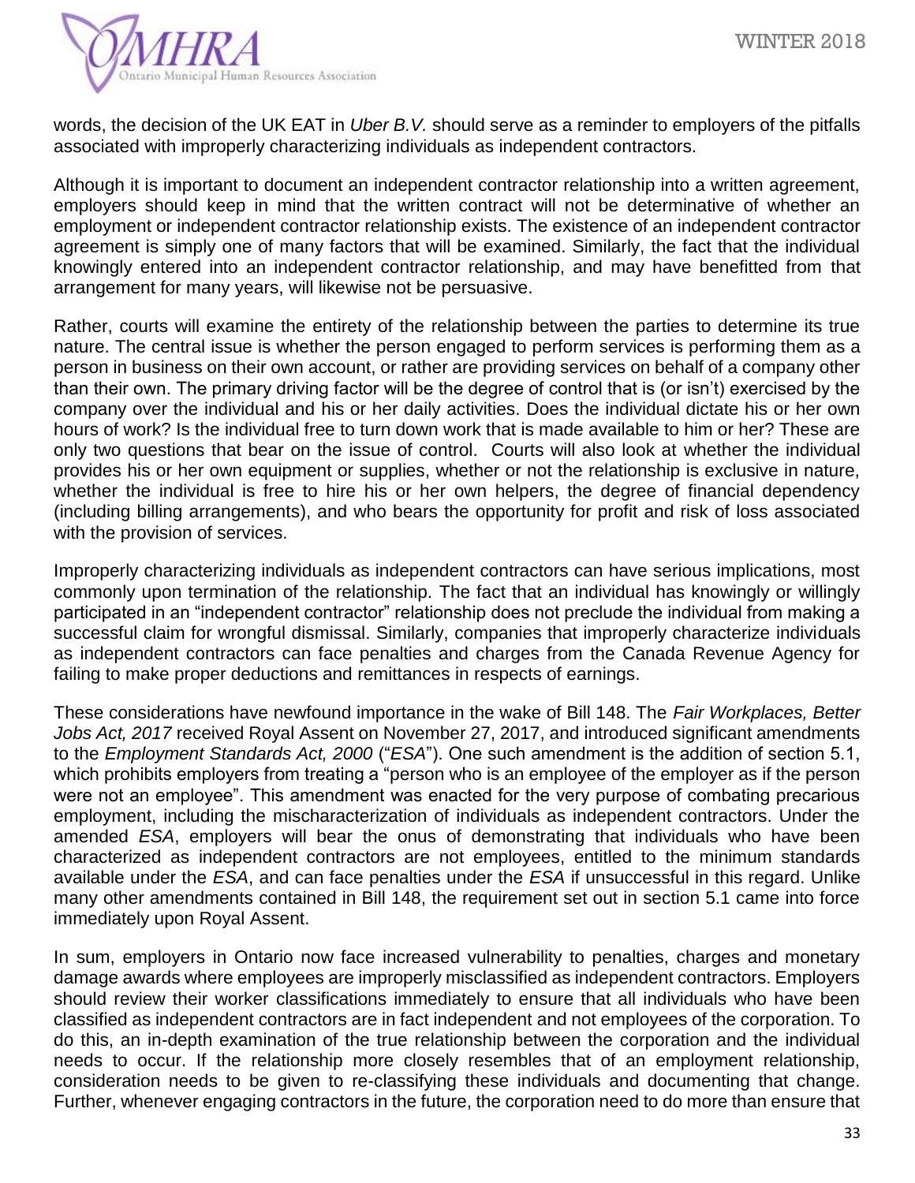words, the decision of the UK EAT in *Uber B.V.* should serve as a reminder to employers of the pitfalls associated with improperly characterizing individuals as independent contractors.

Although it is important to document an independent contractor relationship into a written agreement, employers should keep in mind that the written contract will not be determinative of whether an employment or independent contractor relationship exists. The existence of an independent contractor agreement is simply one of many factors that will be examined. Similarly, the fact that the individual knowingly entered into an independent contractor relationship, and may have benefitted from that arrangement for many years, will likewise not be persuasive.

Rather, courts will examine the entirety of the relationship between the parties to determine its true nature. The central issue is whether the person engaged to perform services is performing them as a person in business on their own account, or rather are providing services on behalf of a company other than their own. The primary driving factor will be the degree of control that is (or isn't) exercised by the company over the individual and his or her daily activities. Does the individual dictate his or her own hours of work? Is the individual free to turn down work that is made available to him or her? These are only two questions that bear on the issue of control. Courts will also look at whether the individual provides his or her own equipment or supplies, whether or not the relationship is exclusive in nature, whether the individual is free to hire his or her own helpers, the degree of financial dependency (including billing arrangements), and who bears the opportunity for profit and risk of loss associated with the provision of services.

Improperly characterizing individuals as independent contractors can have serious implications, most commonly upon termination of the relationship. The fact that an individual has knowingly or willingly participated in an "independent contractor" relationship does not preclude the individual from making a successful claim for wrongful dismissal. Similarly, companies that improperly characterize individuals as independent contractors can face penalties and charges from the Canada Revenue Agency for failing to make proper deductions and remittances in respects of earnings.

These considerations have newfound importance in the wake of Bill 148. The *Fair Workplaces, Better Jobs Act, 2017* received Royal Assent on November 27, 2017, and introduced significant amendments to the *Employment Standards Act, 2000* ("*ESA*"). One such amendment is the addition of section 5.1, which prohibits employers from treating a "person who is an employee of the employer as if the person were not an employee". This amendment was enacted for the very purpose of combating precarious employment, including the mischaracterization of individuals as independent contractors. Under the amended *ESA*, employers will bear the onus of demonstrating that individuals who have been characterized as independent contractors are not employees, entitled to the minimum standards available under the *ESA*, and can face penalties under the *ESA* if unsuccessful in this regard. Unlike many other amendments contained in Bill 148, the requirement set out in section 5.1 came into force immediately upon Royal Assent.

In sum, employers in Ontario now face increased vulnerability to penalties, charges and monetary damage awards where employees are improperly misclassified as independent contractors. Employers should review their worker classifications immediately to ensure that all individuals who have been classified as independent contractors are in fact independent and not employees of the corporation. To do this, an in-depth examination of the true relationship between the corporation and the individual needs to occur. If the relationship more closely resembles that of an employment relationship, consideration needs to be given to re-classifying these individuals and documenting that change. Further, whenever engaging contractors in the future, the corporation need to do more than ensure that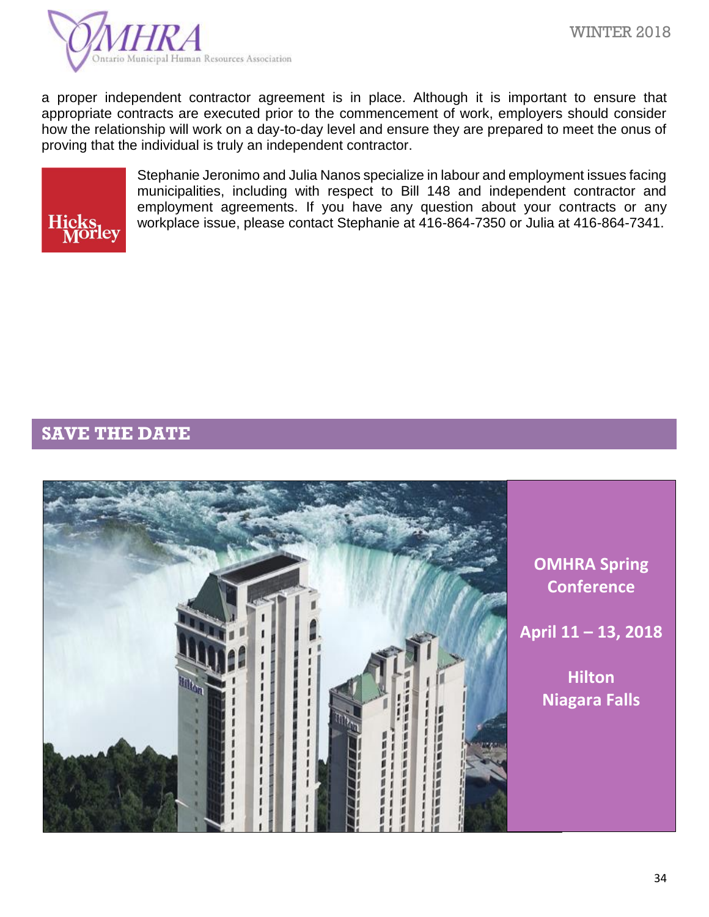a proper independent contractor agreement is in place. Although it is important to ensure that appropriate contracts are executed prior to the commencement of work, employers should consider how the relationship will work on a day-to-day level and ensure they are prepared to meet the onus of proving that the individual is truly an independent contractor.

Stephanie Jeronimo and Julia Nanos specialize in labour and employment issues facing municipalities, including with respect to Bill 148 and independent contractor and employment agreements. If you have any question about your contracts or any workplace issue, please contact Stephanie at 416-864-7350 or Julia at 416-864-7341.

## SAVE THE DATE

**OMHRA Spring Conference**

**April 11 – 13, 2018**

**Hilton Niagara Falls**